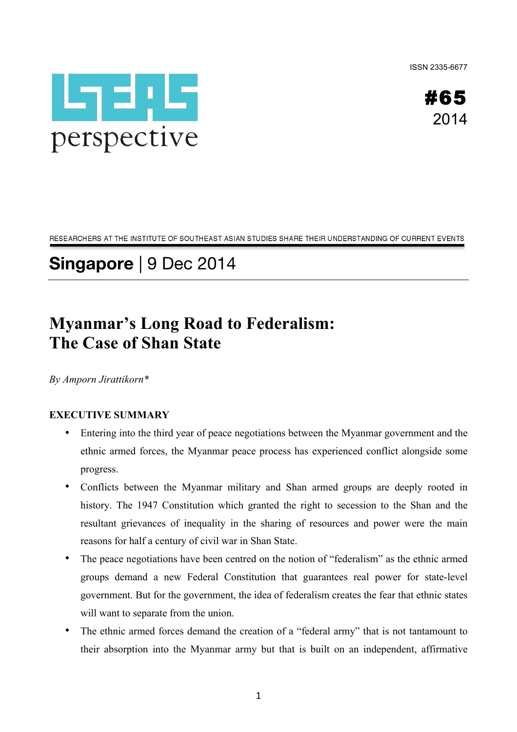ISSN 2335-6677

ISEAS perspective

**#65**
2014

RESEARCHERS AT THE INSTITUTE OF SOUTHEAST ASIAN STUDIES SHARE THEIR UNDERSTANDING OF CURRENT EVENTS

## **Singapore** | 9 Dec 2014

# Myanmar's Long Road to Federalism: The Case of Shan State

*By Amporn Jirattikorn**

**EXECUTIVE SUMMARY**

- Entering into the third year of peace negotiations between the Myanmar government and the ethnic armed forces, the Myanmar peace process has experienced conflict alongside some progress.
- Conflicts between the Myanmar military and Shan armed groups are deeply rooted in history. The 1947 Constitution which granted the right to secession to the Shan and the resultant grievances of inequality in the sharing of resources and power were the main reasons for half a century of civil war in Shan State.
- The peace negotiations have been centred on the notion of "federalism" as the ethnic armed groups demand a new Federal Constitution that guarantees real power for state-level government. But for the government, the idea of federalism creates the fear that ethnic states will want to separate from the union.
- The ethnic armed forces demand the creation of a "federal army" that is not tantamount to their absorption into the Myanmar army but that is built on an independent, affirmative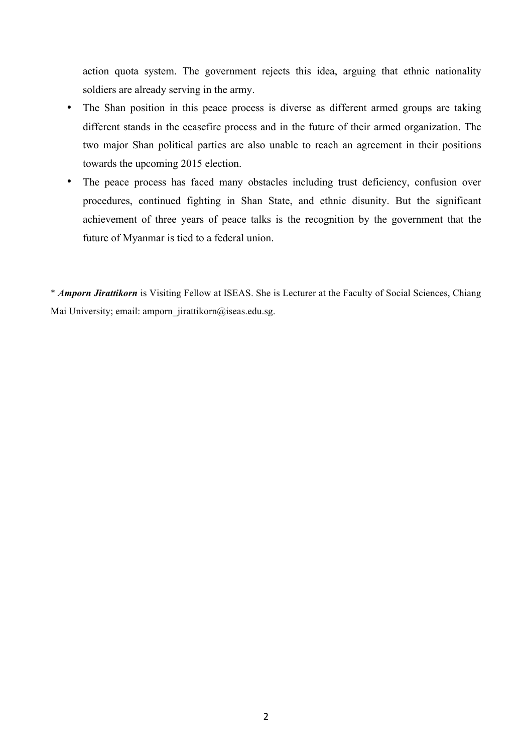action quota system. The government rejects this idea, arguing that ethnic nationality soldiers are already serving in the army.

- The Shan position in this peace process is diverse as different armed groups are taking different stands in the ceasefire process and in the future of their armed organization. The two major Shan political parties are also unable to reach an agreement in their positions towards the upcoming 2015 election.
- The peace process has faced many obstacles including trust deficiency, confusion over procedures, continued fighting in Shan State, and ethnic disunity. But the significant achievement of three years of peace talks is the recognition by the government that the future of Myanmar is tied to a federal union.

* ***Amporn Jirattikorn*** is Visiting Fellow at ISEAS. She is Lecturer at the Faculty of Social Sciences, Chiang Mai University; email: amporn_jirattikorn@iseas.edu.sg.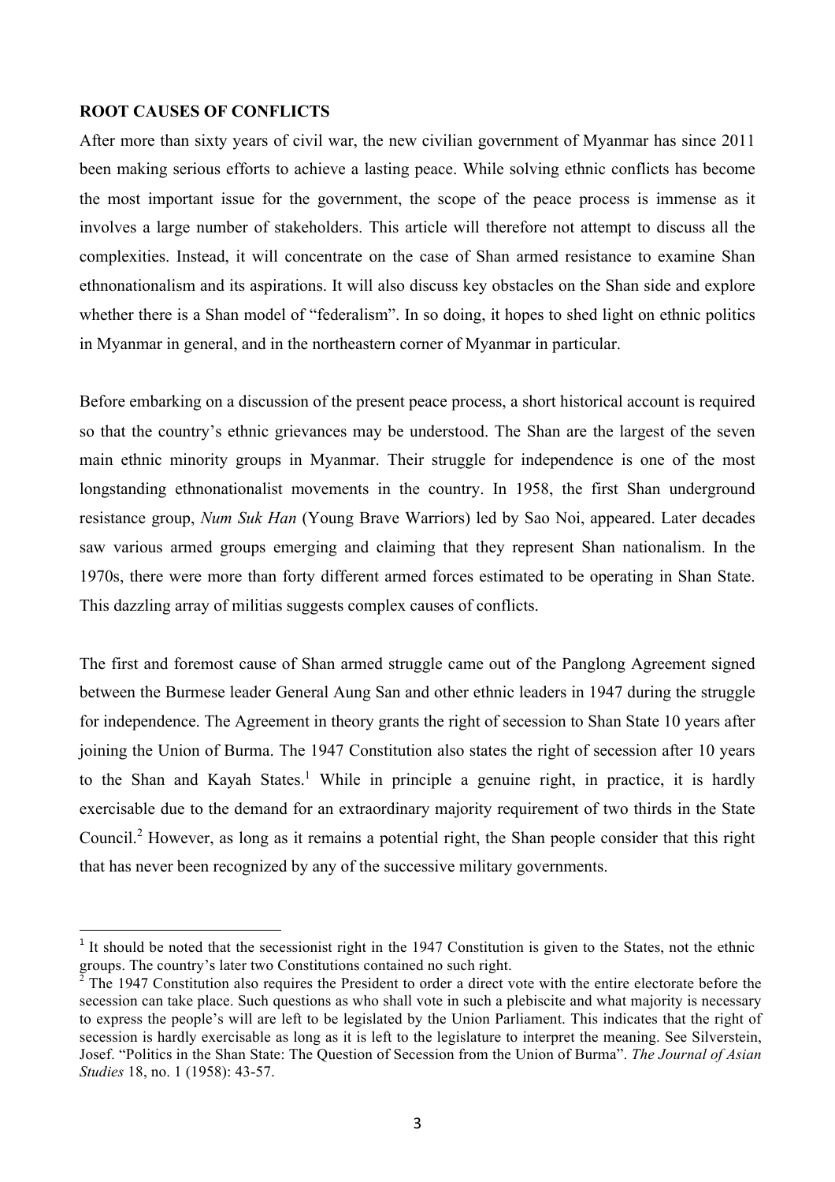**ROOT CAUSES OF CONFLICTS**

After more than sixty years of civil war, the new civilian government of Myanmar has since 2011 been making serious efforts to achieve a lasting peace. While solving ethnic conflicts has become the most important issue for the government, the scope of the peace process is immense as it involves a large number of stakeholders. This article will therefore not attempt to discuss all the complexities. Instead, it will concentrate on the case of Shan armed resistance to examine Shan ethnonationalism and its aspirations. It will also discuss key obstacles on the Shan side and explore whether there is a Shan model of "federalism". In so doing, it hopes to shed light on ethnic politics in Myanmar in general, and in the northeastern corner of Myanmar in particular.

Before embarking on a discussion of the present peace process, a short historical account is required so that the country's ethnic grievances may be understood. The Shan are the largest of the seven main ethnic minority groups in Myanmar. Their struggle for independence is one of the most longstanding ethnonationalist movements in the country. In 1958, the first Shan underground resistance group, *Num Suk Han* (Young Brave Warriors) led by Sao Noi, appeared. Later decades saw various armed groups emerging and claiming that they represent Shan nationalism. In the 1970s, there were more than forty different armed forces estimated to be operating in Shan State. This dazzling array of militias suggests complex causes of conflicts.

The first and foremost cause of Shan armed struggle came out of the Panglong Agreement signed between the Burmese leader General Aung San and other ethnic leaders in 1947 during the struggle for independence. The Agreement in theory grants the right of secession to Shan State 10 years after joining the Union of Burma. The 1947 Constitution also states the right of secession after 10 years to the Shan and Kayah States.[1] While in principle a genuine right, in practice, it is hardly exercisable due to the demand for an extraordinary majority requirement of two thirds in the State Council.[2] However, as long as it remains a potential right, the Shan people consider that this right that has never been recognized by any of the successive military governments.

---

[1] It should be noted that the secessionist right in the 1947 Constitution is given to the States, not the ethnic groups. The country's later two Constitutions contained no such right.

[2] The 1947 Constitution also requires the President to order a direct vote with the entire electorate before the secession can take place. Such questions as who shall vote in such a plebiscite and what majority is necessary to express the people's will are left to be legislated by the Union Parliament. This indicates that the right of secession is hardly exercisable as long as it is left to the legislature to interpret the meaning. See Silverstein, Josef. "Politics in the Shan State: The Question of Secession from the Union of Burma". *The Journal of Asian Studies* 18, no. 1 (1958): 43-57.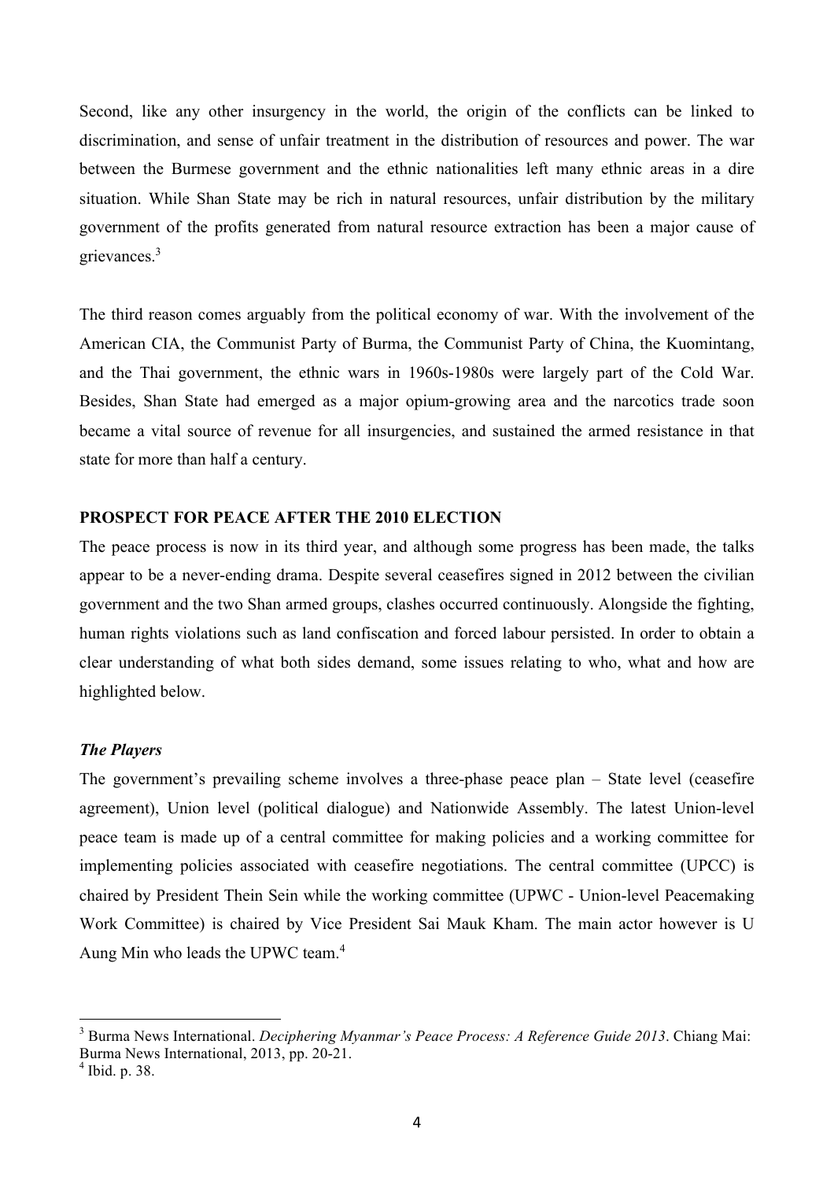Second, like any other insurgency in the world, the origin of the conflicts can be linked to discrimination, and sense of unfair treatment in the distribution of resources and power. The war between the Burmese government and the ethnic nationalities left many ethnic areas in a dire situation. While Shan State may be rich in natural resources, unfair distribution by the military government of the profits generated from natural resource extraction has been a major cause of grievances.[3]

The third reason comes arguably from the political economy of war. With the involvement of the American CIA, the Communist Party of Burma, the Communist Party of China, the Kuomintang, and the Thai government, the ethnic wars in 1960s-1980s were largely part of the Cold War. Besides, Shan State had emerged as a major opium-growing area and the narcotics trade soon became a vital source of revenue for all insurgencies, and sustained the armed resistance in that state for more than half a century.

## PROSPECT FOR PEACE AFTER THE 2010 ELECTION

The peace process is now in its third year, and although some progress has been made, the talks appear to be a never-ending drama. Despite several ceasefires signed in 2012 between the civilian government and the two Shan armed groups, clashes occurred continuously. Alongside the fighting, human rights violations such as land confiscation and forced labour persisted. In order to obtain a clear understanding of what both sides demand, some issues relating to who, what and how are highlighted below.

### *The Players*

The government's prevailing scheme involves a three-phase peace plan – State level (ceasefire agreement), Union level (political dialogue) and Nationwide Assembly. The latest Union-level peace team is made up of a central committee for making policies and a working committee for implementing policies associated with ceasefire negotiations. The central committee (UPCC) is chaired by President Thein Sein while the working committee (UPWC - Union-level Peacemaking Work Committee) is chaired by Vice President Sai Mauk Kham. The main actor however is U Aung Min who leads the UPWC team.[4]

---

[3] Burma News International. *Deciphering Myanmar's Peace Process: A Reference Guide 2013*. Chiang Mai: Burma News International, 2013, pp. 20-21.

[4] Ibid. p. 38.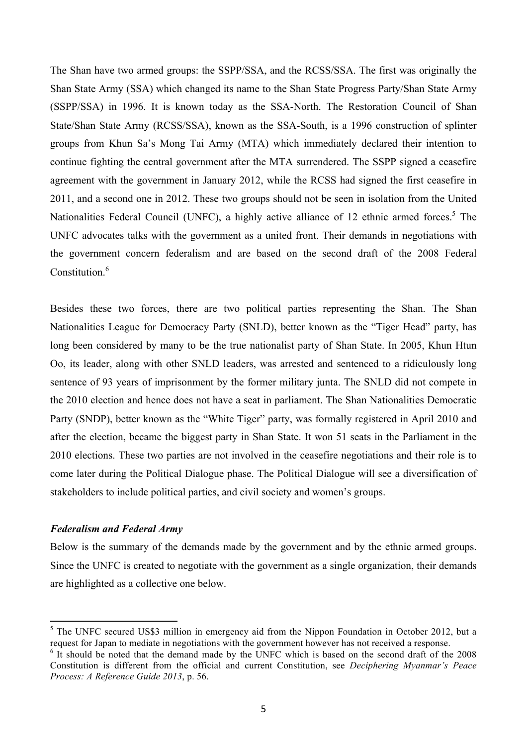The Shan have two armed groups: the SSPP/SSA, and the RCSS/SSA. The first was originally the Shan State Army (SSA) which changed its name to the Shan State Progress Party/Shan State Army (SSPP/SSA) in 1996. It is known today as the SSA-North. The Restoration Council of Shan State/Shan State Army (RCSS/SSA), known as the SSA-South, is a 1996 construction of splinter groups from Khun Sa's Mong Tai Army (MTA) which immediately declared their intention to continue fighting the central government after the MTA surrendered. The SSPP signed a ceasefire agreement with the government in January 2012, while the RCSS had signed the first ceasefire in 2011, and a second one in 2012. These two groups should not be seen in isolation from the United Nationalities Federal Council (UNFC), a highly active alliance of 12 ethnic armed forces.[5] The UNFC advocates talks with the government as a united front. Their demands in negotiations with the government concern federalism and are based on the second draft of the 2008 Federal Constitution.[6]

Besides these two forces, there are two political parties representing the Shan. The Shan Nationalities League for Democracy Party (SNLD), better known as the "Tiger Head" party, has long been considered by many to be the true nationalist party of Shan State. In 2005, Khun Htun Oo, its leader, along with other SNLD leaders, was arrested and sentenced to a ridiculously long sentence of 93 years of imprisonment by the former military junta. The SNLD did not compete in the 2010 election and hence does not have a seat in parliament. The Shan Nationalities Democratic Party (SNDP), better known as the "White Tiger" party, was formally registered in April 2010 and after the election, became the biggest party in Shan State. It won 51 seats in the Parliament in the 2010 elections. These two parties are not involved in the ceasefire negotiations and their role is to come later during the Political Dialogue phase. The Political Dialogue will see a diversification of stakeholders to include political parties, and civil society and women's groups.

***Federalism and Federal Army***

Below is the summary of the demands made by the government and by the ethnic armed groups. Since the UNFC is created to negotiate with the government as a single organization, their demands are highlighted as a collective one below.

---

[5] The UNFC secured US$3 million in emergency aid from the Nippon Foundation in October 2012, but a request for Japan to mediate in negotiations with the government however has not received a response.

[6] It should be noted that the demand made by the UNFC which is based on the second draft of the 2008 Constitution is different from the official and current Constitution, see *Deciphering Myanmar's Peace Process: A Reference Guide 2013*, p. 56.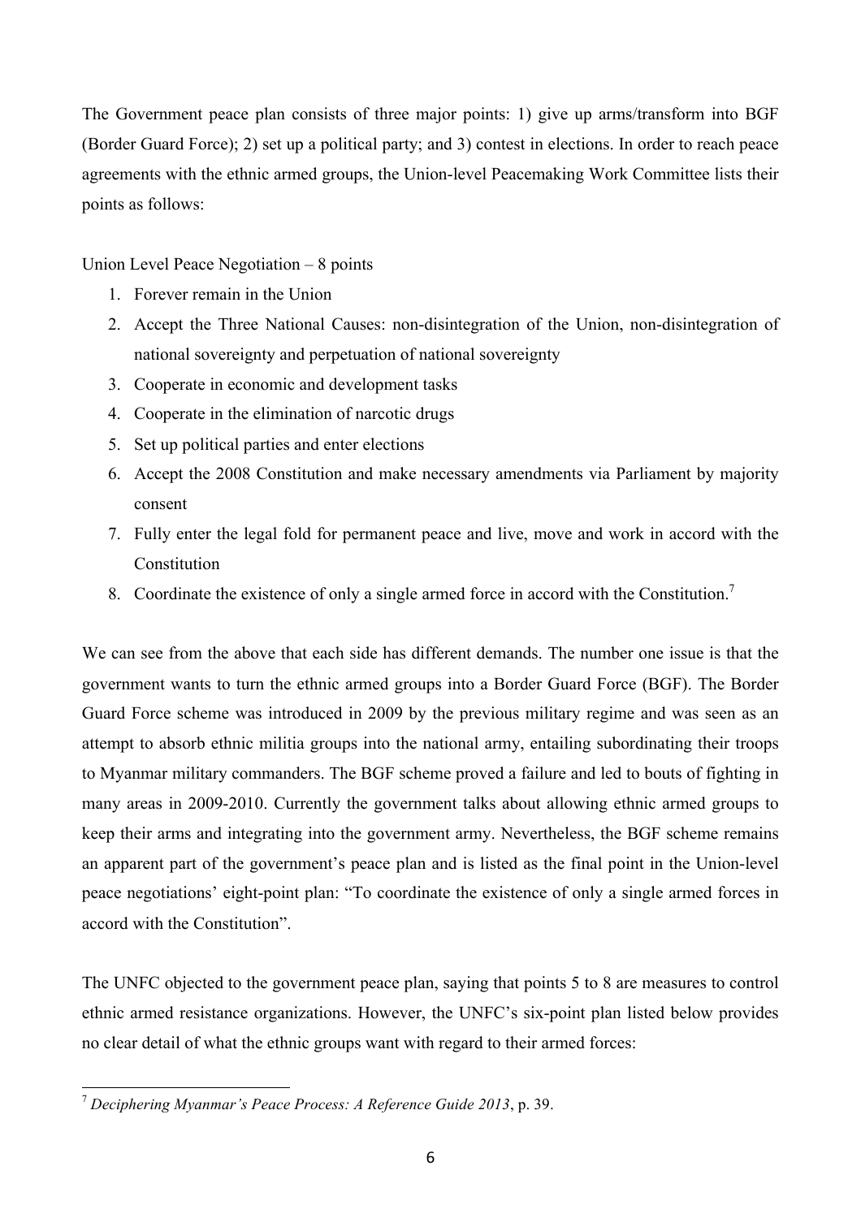The Government peace plan consists of three major points: 1) give up arms/transform into BGF (Border Guard Force); 2) set up a political party; and 3) contest in elections. In order to reach peace agreements with the ethnic armed groups, the Union-level Peacemaking Work Committee lists their points as follows:

Union Level Peace Negotiation – 8 points

1. Forever remain in the Union
2. Accept the Three National Causes: non-disintegration of the Union, non-disintegration of national sovereignty and perpetuation of national sovereignty
3. Cooperate in economic and development tasks
4. Cooperate in the elimination of narcotic drugs
5. Set up political parties and enter elections
6. Accept the 2008 Constitution and make necessary amendments via Parliament by majority consent
7. Fully enter the legal fold for permanent peace and live, move and work in accord with the Constitution
8. Coordinate the existence of only a single armed force in accord with the Constitution.[7]

We can see from the above that each side has different demands. The number one issue is that the government wants to turn the ethnic armed groups into a Border Guard Force (BGF). The Border Guard Force scheme was introduced in 2009 by the previous military regime and was seen as an attempt to absorb ethnic militia groups into the national army, entailing subordinating their troops to Myanmar military commanders. The BGF scheme proved a failure and led to bouts of fighting in many areas in 2009-2010. Currently the government talks about allowing ethnic armed groups to keep their arms and integrating into the government army. Nevertheless, the BGF scheme remains an apparent part of the government's peace plan and is listed as the final point in the Union-level peace negotiations' eight-point plan: "To coordinate the existence of only a single armed forces in accord with the Constitution".

The UNFC objected to the government peace plan, saying that points 5 to 8 are measures to control ethnic armed resistance organizations. However, the UNFC's six-point plan listed below provides no clear detail of what the ethnic groups want with regard to their armed forces:

[7] *Deciphering Myanmar's Peace Process: A Reference Guide 2013*, p. 39.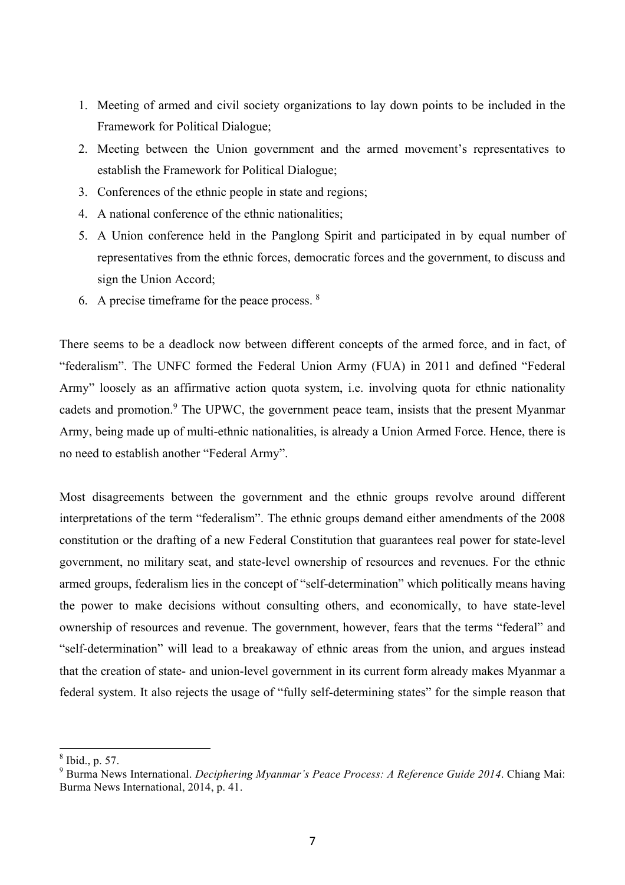1. Meeting of armed and civil society organizations to lay down points to be included in the Framework for Political Dialogue;
2. Meeting between the Union government and the armed movement's representatives to establish the Framework for Political Dialogue;
3. Conferences of the ethnic people in state and regions;
4. A national conference of the ethnic nationalities;
5. A Union conference held in the Panglong Spirit and participated in by equal number of representatives from the ethnic forces, democratic forces and the government, to discuss and sign the Union Accord;
6. A precise timeframe for the peace process. [8]

There seems to be a deadlock now between different concepts of the armed force, and in fact, of "federalism". The UNFC formed the Federal Union Army (FUA) in 2011 and defined "Federal Army" loosely as an affirmative action quota system, i.e. involving quota for ethnic nationality cadets and promotion.[9] The UPWC, the government peace team, insists that the present Myanmar Army, being made up of multi-ethnic nationalities, is already a Union Armed Force. Hence, there is no need to establish another "Federal Army".

Most disagreements between the government and the ethnic groups revolve around different interpretations of the term "federalism". The ethnic groups demand either amendments of the 2008 constitution or the drafting of a new Federal Constitution that guarantees real power for state-level government, no military seat, and state-level ownership of resources and revenues. For the ethnic armed groups, federalism lies in the concept of "self-determination" which politically means having the power to make decisions without consulting others, and economically, to have state-level ownership of resources and revenue. The government, however, fears that the terms "federal" and "self-determination" will lead to a breakaway of ethnic areas from the union, and argues instead that the creation of state- and union-level government in its current form already makes Myanmar a federal system. It also rejects the usage of "fully self-determining states" for the simple reason that

---

[8] Ibid., p. 57.

[9] Burma News International. *Deciphering Myanmar's Peace Process: A Reference Guide 2014*. Chiang Mai: Burma News International, 2014, p. 41.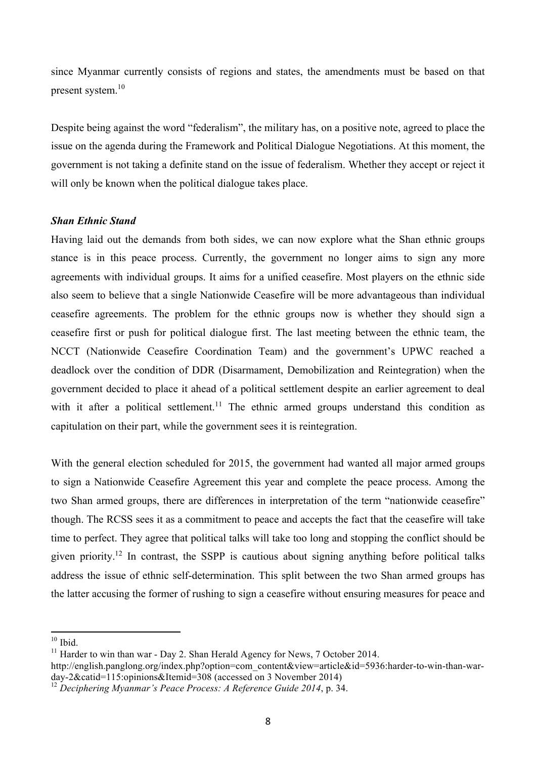since Myanmar currently consists of regions and states, the amendments must be based on that present system.[10]

Despite being against the word "federalism", the military has, on a positive note, agreed to place the issue on the agenda during the Framework and Political Dialogue Negotiations. At this moment, the government is not taking a definite stand on the issue of federalism. Whether they accept or reject it will only be known when the political dialogue takes place.

***Shan Ethnic Stand***

Having laid out the demands from both sides, we can now explore what the Shan ethnic groups stance is in this peace process. Currently, the government no longer aims to sign any more agreements with individual groups. It aims for a unified ceasefire. Most players on the ethnic side also seem to believe that a single Nationwide Ceasefire will be more advantageous than individual ceasefire agreements. The problem for the ethnic groups now is whether they should sign a ceasefire first or push for political dialogue first. The last meeting between the ethnic team, the NCCT (Nationwide Ceasefire Coordination Team) and the government's UPWC reached a deadlock over the condition of DDR (Disarmament, Demobilization and Reintegration) when the government decided to place it ahead of a political settlement despite an earlier agreement to deal with it after a political settlement.[11] The ethnic armed groups understand this condition as capitulation on their part, while the government sees it is reintegration.

With the general election scheduled for 2015, the government had wanted all major armed groups to sign a Nationwide Ceasefire Agreement this year and complete the peace process. Among the two Shan armed groups, there are differences in interpretation of the term "nationwide ceasefire" though. The RCSS sees it as a commitment to peace and accepts the fact that the ceasefire will take time to perfect. They agree that political talks will take too long and stopping the conflict should be given priority.[12] In contrast, the SSPP is cautious about signing anything before political talks address the issue of ethnic self-determination. This split between the two Shan armed groups has the latter accusing the former of rushing to sign a ceasefire without ensuring measures for peace and

---

[10] Ibid.

[11] Harder to win than war - Day 2. Shan Herald Agency for News, 7 October 2014. http://english.panglong.org/index.php?option=com_content&view=article&id=5936:harder-to-win-than-war-day-2&catid=115:opinions&Itemid=308 (accessed on 3 November 2014)

[12] *Deciphering Myanmar's Peace Process: A Reference Guide 2014*, p. 34.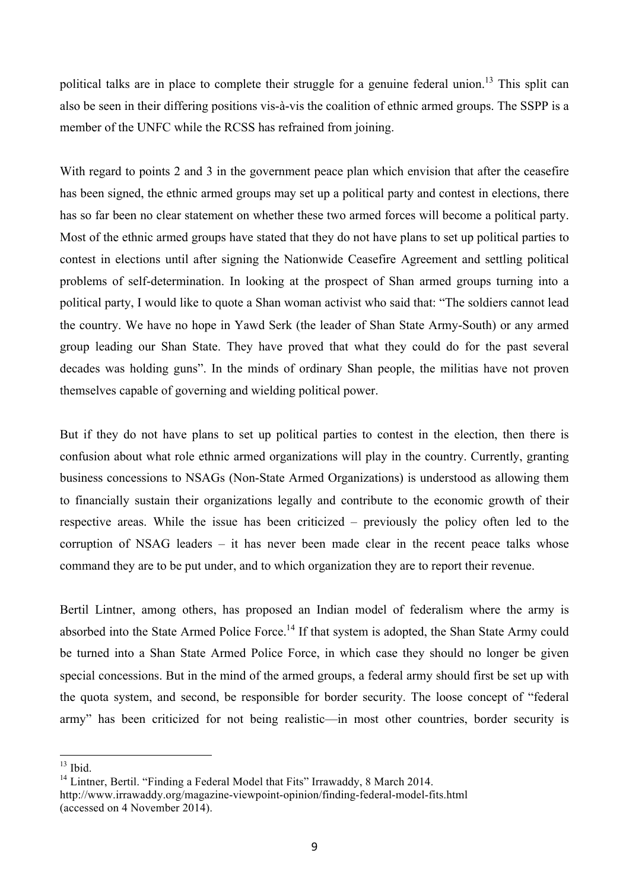political talks are in place to complete their struggle for a genuine federal union.[13] This split can also be seen in their differing positions vis-à-vis the coalition of ethnic armed groups. The SSPP is a member of the UNFC while the RCSS has refrained from joining.

With regard to points 2 and 3 in the government peace plan which envision that after the ceasefire has been signed, the ethnic armed groups may set up a political party and contest in elections, there has so far been no clear statement on whether these two armed forces will become a political party. Most of the ethnic armed groups have stated that they do not have plans to set up political parties to contest in elections until after signing the Nationwide Ceasefire Agreement and settling political problems of self-determination. In looking at the prospect of Shan armed groups turning into a political party, I would like to quote a Shan woman activist who said that: "The soldiers cannot lead the country. We have no hope in Yawd Serk (the leader of Shan State Army-South) or any armed group leading our Shan State. They have proved that what they could do for the past several decades was holding guns". In the minds of ordinary Shan people, the militias have not proven themselves capable of governing and wielding political power.

But if they do not have plans to set up political parties to contest in the election, then there is confusion about what role ethnic armed organizations will play in the country. Currently, granting business concessions to NSAGs (Non-State Armed Organizations) is understood as allowing them to financially sustain their organizations legally and contribute to the economic growth of their respective areas. While the issue has been criticized – previously the policy often led to the corruption of NSAG leaders – it has never been made clear in the recent peace talks whose command they are to be put under, and to which organization they are to report their revenue.

Bertil Lintner, among others, has proposed an Indian model of federalism where the army is absorbed into the State Armed Police Force.[14] If that system is adopted, the Shan State Army could be turned into a Shan State Armed Police Force, in which case they should no longer be given special concessions. But in the mind of the armed groups, a federal army should first be set up with the quota system, and second, be responsible for border security. The loose concept of "federal army" has been criticized for not being realistic—in most other countries, border security is

---

[13] Ibid.

[14] Lintner, Bertil. "Finding a Federal Model that Fits" Irrawaddy, 8 March 2014. http://www.irrawaddy.org/magazine-viewpoint-opinion/finding-federal-model-fits.html (accessed on 4 November 2014).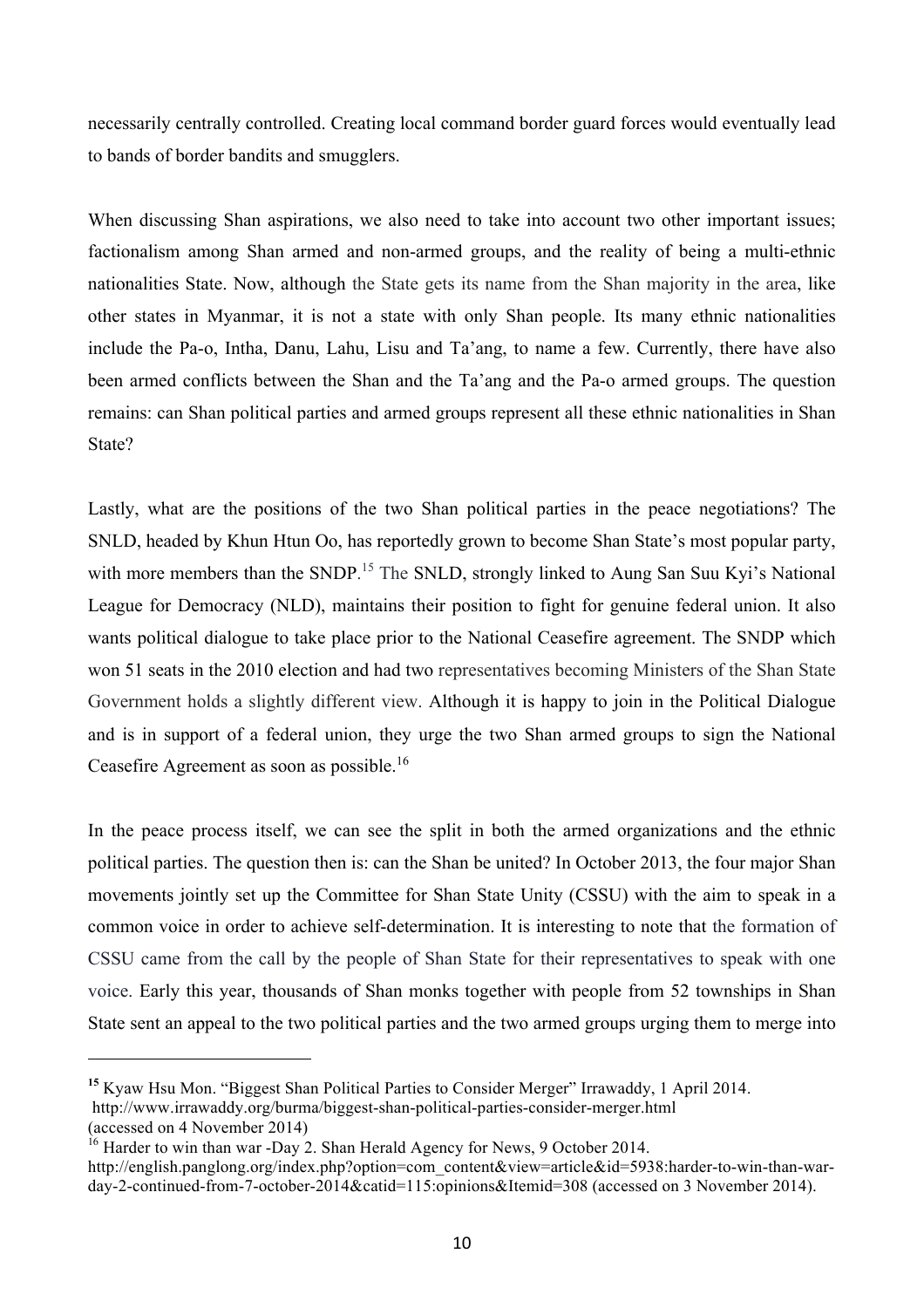necessarily centrally controlled. Creating local command border guard forces would eventually lead to bands of border bandits and smugglers.

When discussing Shan aspirations, we also need to take into account two other important issues; factionalism among Shan armed and non-armed groups, and the reality of being a multi-ethnic nationalities State. Now, although the State gets its name from the Shan majority in the area, like other states in Myanmar, it is not a state with only Shan people. Its many ethnic nationalities include the Pa-o, Intha, Danu, Lahu, Lisu and Ta'ang, to name a few. Currently, there have also been armed conflicts between the Shan and the Ta'ang and the Pa-o armed groups. The question remains: can Shan political parties and armed groups represent all these ethnic nationalities in Shan State?

Lastly, what are the positions of the two Shan political parties in the peace negotiations? The SNLD, headed by Khun Htun Oo, has reportedly grown to become Shan State's most popular party, with more members than the SNDP.[15] The SNLD, strongly linked to Aung San Suu Kyi's National League for Democracy (NLD), maintains their position to fight for genuine federal union. It also wants political dialogue to take place prior to the National Ceasefire agreement. The SNDP which won 51 seats in the 2010 election and had two representatives becoming Ministers of the Shan State Government holds a slightly different view. Although it is happy to join in the Political Dialogue and is in support of a federal union, they urge the two Shan armed groups to sign the National Ceasefire Agreement as soon as possible.[16]

In the peace process itself, we can see the split in both the armed organizations and the ethnic political parties. The question then is: can the Shan be united? In October 2013, the four major Shan movements jointly set up the Committee for Shan State Unity (CSSU) with the aim to speak in a common voice in order to achieve self-determination. It is interesting to note that the formation of CSSU came from the call by the people of Shan State for their representatives to speak with one voice. Early this year, thousands of Shan monks together with people from 52 townships in Shan State sent an appeal to the two political parties and the two armed groups urging them to merge into

---

[15] Kyaw Hsu Mon. "Biggest Shan Political Parties to Consider Merger" Irrawaddy, 1 April 2014. http://www.irrawaddy.org/burma/biggest-shan-political-parties-consider-merger.html (accessed on 4 November 2014)

[16] Harder to win than war -Day 2. Shan Herald Agency for News, 9 October 2014. http://english.panglong.org/index.php?option=com_content&view=article&id=5938:harder-to-win-than-war-day-2-continued-from-7-october-2014&catid=115:opinions&Itemid=308 (accessed on 3 November 2014).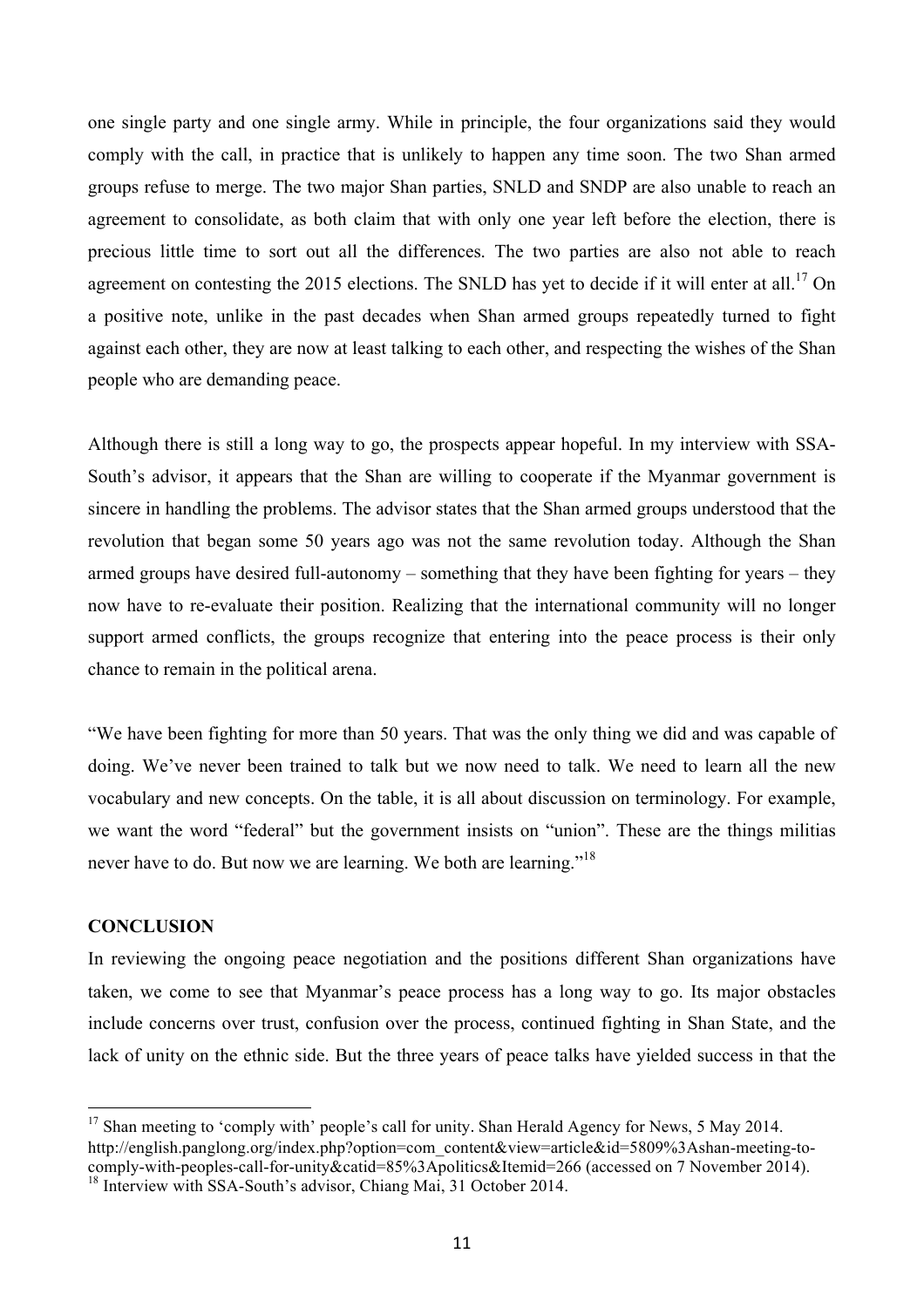one single party and one single army. While in principle, the four organizations said they would comply with the call, in practice that is unlikely to happen any time soon. The two Shan armed groups refuse to merge. The two major Shan parties, SNLD and SNDP are also unable to reach an agreement to consolidate, as both claim that with only one year left before the election, there is precious little time to sort out all the differences. The two parties are also not able to reach agreement on contesting the 2015 elections. The SNLD has yet to decide if it will enter at all.[17] On a positive note, unlike in the past decades when Shan armed groups repeatedly turned to fight against each other, they are now at least talking to each other, and respecting the wishes of the Shan people who are demanding peace.

Although there is still a long way to go, the prospects appear hopeful. In my interview with SSA-South's advisor, it appears that the Shan are willing to cooperate if the Myanmar government is sincere in handling the problems. The advisor states that the Shan armed groups understood that the revolution that began some 50 years ago was not the same revolution today. Although the Shan armed groups have desired full-autonomy – something that they have been fighting for years – they now have to re-evaluate their position. Realizing that the international community will no longer support armed conflicts, the groups recognize that entering into the peace process is their only chance to remain in the political arena.

"We have been fighting for more than 50 years. That was the only thing we did and was capable of doing. We've never been trained to talk but we now need to talk. We need to learn all the new vocabulary and new concepts. On the table, it is all about discussion on terminology. For example, we want the word "federal" but the government insists on "union". These are the things militias never have to do. But now we are learning. We both are learning."[18]

**CONCLUSION**

In reviewing the ongoing peace negotiation and the positions different Shan organizations have taken, we come to see that Myanmar's peace process has a long way to go. Its major obstacles include concerns over trust, confusion over the process, continued fighting in Shan State, and the lack of unity on the ethnic side. But the three years of peace talks have yielded success in that the

---

[17] Shan meeting to 'comply with' people's call for unity. Shan Herald Agency for News, 5 May 2014. http://english.panglong.org/index.php?option=com_content&view=article&id=5809%3Ashan-meeting-to-comply-with-peoples-call-for-unity&catid=85%3Apolitics&Itemid=266 (accessed on 7 November 2014).

[18] Interview with SSA-South's advisor, Chiang Mai, 31 October 2014.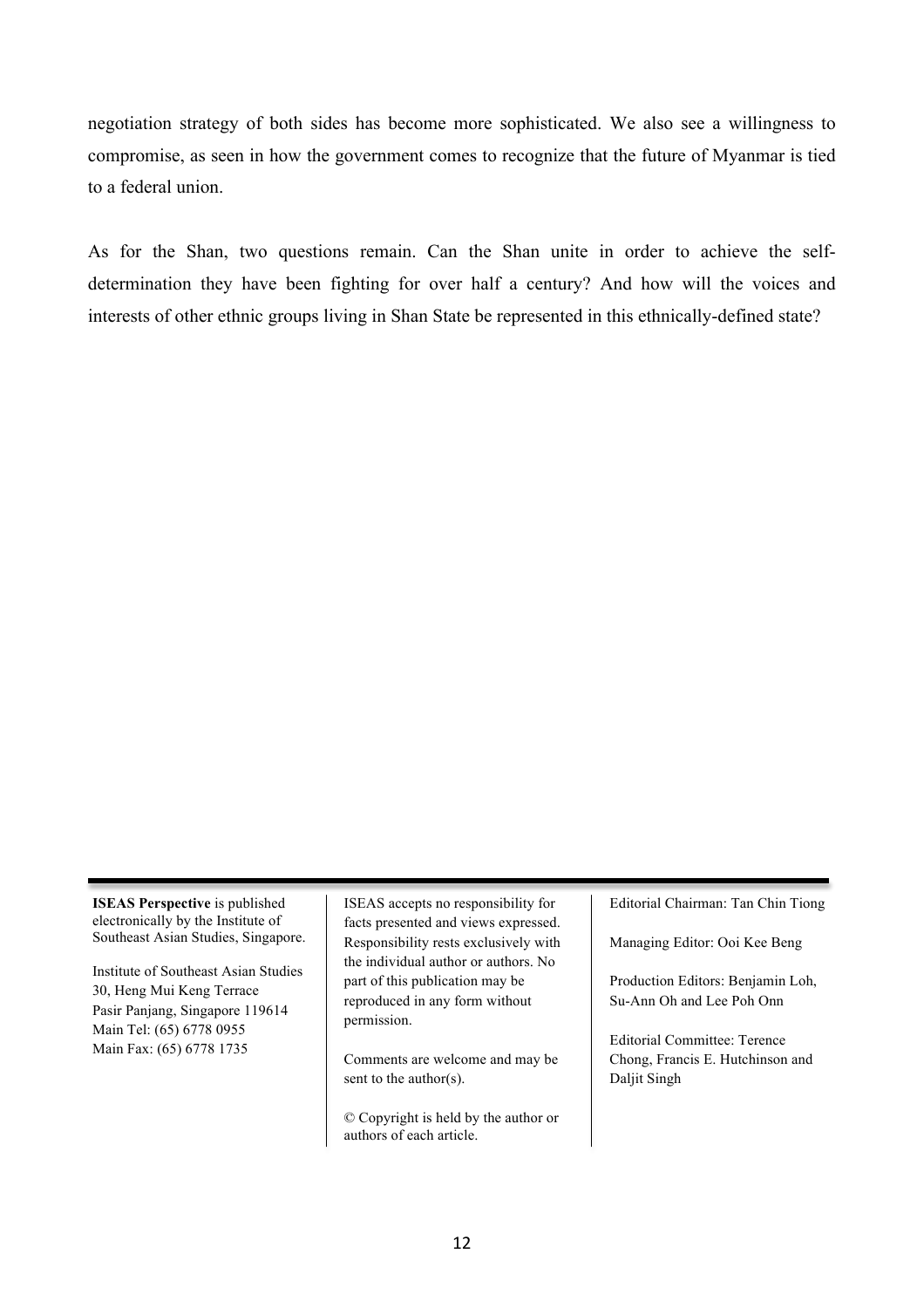negotiation strategy of both sides has become more sophisticated. We also see a willingness to compromise, as seen in how the government comes to recognize that the future of Myanmar is tied to a federal union.

As for the Shan, two questions remain. Can the Shan unite in order to achieve the self-determination they have been fighting for over half a century? And how will the voices and interests of other ethnic groups living in Shan State be represented in this ethnically-defined state?

---

**ISEAS Perspective** is published electronically by the Institute of Southeast Asian Studies, Singapore.

Institute of Southeast Asian Studies
30, Heng Mui Keng Terrace
Pasir Panjang, Singapore 119614
Main Tel: (65) 6778 0955
Main Fax: (65) 6778 1735

ISEAS accepts no responsibility for facts presented and views expressed. Responsibility rests exclusively with the individual author or authors. No part of this publication may be reproduced in any form without permission.

Comments are welcome and may be sent to the author(s).

© Copyright is held by the author or authors of each article.

Editorial Chairman: Tan Chin Tiong

Managing Editor: Ooi Kee Beng

Production Editors: Benjamin Loh, Su-Ann Oh and Lee Poh Onn

Editorial Committee: Terence Chong, Francis E. Hutchinson and Daljit Singh